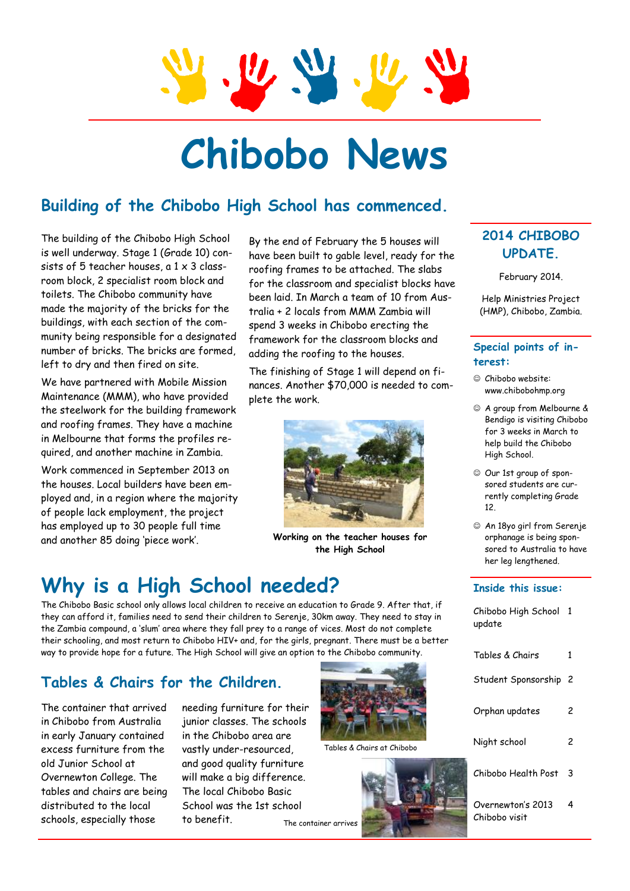# Chibobo News

## Building of the Chibobo High School has commenced.

The building of the Chibobo High School is well underway. Stage 1 (Grade 10) consists of 5 teacher houses, a 1 x 3 classroom block, 2 specialist room block and toilets. The Chibobo community have made the majority of the bricks for the buildings, with each section of the community being responsible for a designated number of bricks. The bricks are formed, left to dry and then fired on site.

We have partnered with Mobile Mission Maintenance (MMM), who have provided the steelwork for the building framework and roofing frames. They have a machine in Melbourne that forms the profiles required, and another machine in Zambia.

Work commenced in September 2013 on the houses. Local builders have been employed and, in a region where the majority of people lack employment, the project has employed up to 30 people full time and another 85 doing 'piece work'.

By the end of February the 5 houses will have been built to gable level, ready for the roofing frames to be attached. The slabs for the classroom and specialist blocks have been laid. In March a team of 10 from Australia + 2 locals from MMM Zambia will spend 3 weeks in Chibobo erecting the framework for the classroom blocks and adding the roofing to the houses.

The finishing of Stage 1 will depend on finances. Another $70,000 is needed to complete the work.

**Working on the teacher houses for the High School**

## Why is a High School needed?

The Chibobo Basic school only allows local children to receive an education to Grade 9. After that, if they can afford it, families need to send their children to Serenje, 30km away. They need to stay in the Zambia compound, a 'slum' area where they fall prey to a range of vices. Most do not complete their schooling, and most return to Chibobo HIV+ and, for the girls, pregnant. There must be a better way to provide hope for a future. The High School will give an option to the Chibobo community.

## Tables & Chairs for the Children.

The container that arrived in Chibobo from Australia in early January contained excess furniture from the old Junior School at Overnewton College. The tables and chairs are being distributed to the local schools, especially those needing furniture for their junior classes. The schools in the Chibobo area are vastly under-resourced, and good quality furniture will make a big difference. The local Chibobo Basic School was the 1st school to benefit.

Tables & Chairs at Chibobo

The container arrives

### 2014 CHIBOBO UPDATE.

February 2014.

Help Ministries Project (HMP), Chibobo, Zambia.

### Special points of interest:

- ☺ Chibobo website: www.chibobohmp.org
- ☺ A group from Melbourne & Bendigo is visiting Chibobo for 3 weeks in March to help build the Chibobo High School.
- ☺ Our 1st group of sponsored students are currently completing Grade 12.
- ☺ An 18yo girl from Serenje orphanage is being sponsored to Australia to have her leg lengthened.

### Inside this issue:

| | |
|---|---|
| Chibobo High School update | 1 |
| Tables & Chairs | 1 |
| Student Sponsorship | 2 |
| Orphan updates | 2 |
| Night school | 2 |
| Chibobo Health Post | 3 |
| Overnewton's 2013 Chibobo visit | 4 |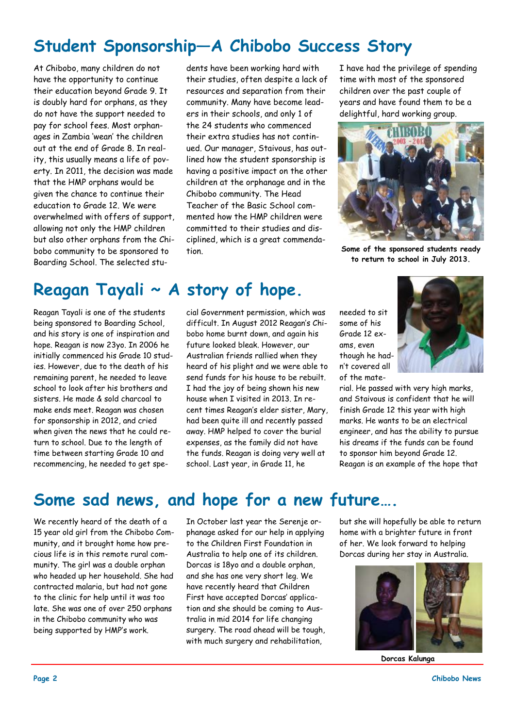# Student Sponsorship—A Chibobo Success Story

At Chibobo, many children do not have the opportunity to continue their education beyond Grade 9. It is doubly hard for orphans, as they do not have the support needed to pay for school fees. Most orphanages in Zambia 'wean' the children out at the end of Grade 8. In reality, this usually means a life of poverty. In 2011, the decision was made that the HMP orphans would be given the chance to continue their education to Grade 12. We were overwhelmed with offers of support, allowing not only the HMP children but also other orphans from the Chibobo community to be sponsored to Boarding School. The selected students have been working hard with their studies, often despite a lack of resources and separation from their community. Many have become leaders in their schools, and only 1 of the 24 students who commenced their extra studies has not continued. Our manager, Staivous, has outlined how the student sponsorship is having a positive impact on the other children at the orphanage and in the Chibobo community. The Head Teacher of the Basic School commented how the HMP children were committed to their studies and disciplined, which is a great commendation.

I have had the privilege of spending time with most of the sponsored children over the past couple of years and have found them to be a delightful, hard working group.

**Some of the sponsored students ready to return to school in July 2013.**

# Reagan Tayali ~ A story of hope.

Reagan Tayali is one of the students being sponsored to Boarding School, and his story is one of inspiration and hope. Reagan is now 23yo. In 2006 he initially commenced his Grade 10 studies. However, due to the death of his remaining parent, he needed to leave school to look after his brothers and sisters. He made & sold charcoal to make ends meet. Reagan was chosen for sponsorship in 2012, and cried when given the news that he could return to school. Due to the length of time between starting Grade 10 and recommencing, he needed to get special Government permission, which was difficult. In August 2012 Reagan's Chibobo home burnt down, and again his future looked bleak. However, our Australian friends rallied when they heard of his plight and we were able to send funds for his house to be rebuilt. I had the joy of being shown his new house when I visited in 2013. In recent times Reagan's elder sister, Mary, had been quite ill and recently passed away. HMP helped to cover the burial expenses, as the family did not have the funds. Reagan is doing very well at school. Last year, in Grade 11, he needed to sit some of his Grade 12 exams, even though he hadn't covered all of the material. He passed with very high marks, and Staivous is confident that he will finish Grade 12 this year with high marks. He wants to be an electrical engineer, and has the ability to pursue his dreams if the funds can be found to sponsor him beyond Grade 12. Reagan is an example of the hope that

# Some sad news, and hope for a new future….

We recently heard of the death of a 15 year old girl from the Chibobo Community, and it brought home how precious life is in this remote rural community. The girl was a double orphan who headed up her household. She had contracted malaria, but had not gone to the clinic for help until it was too late. She was one of over 250 orphans in the Chibobo community who was being supported by HMP's work.

In October last year the Serenje orphanage asked for our help in applying to the Children First Foundation in Australia to help one of its children. Dorcas is 18yo and a double orphan, and she has one very short leg. We have recently heard that Children First have accepted Dorcas' application and she should be coming to Australia in mid 2014 for life changing surgery. The road ahead will be tough, with much surgery and rehabilitation, but she will hopefully be able to return home with a brighter future in front of her. We look forward to helping Dorcas during her stay in Australia.

**Dorcas Kalunga**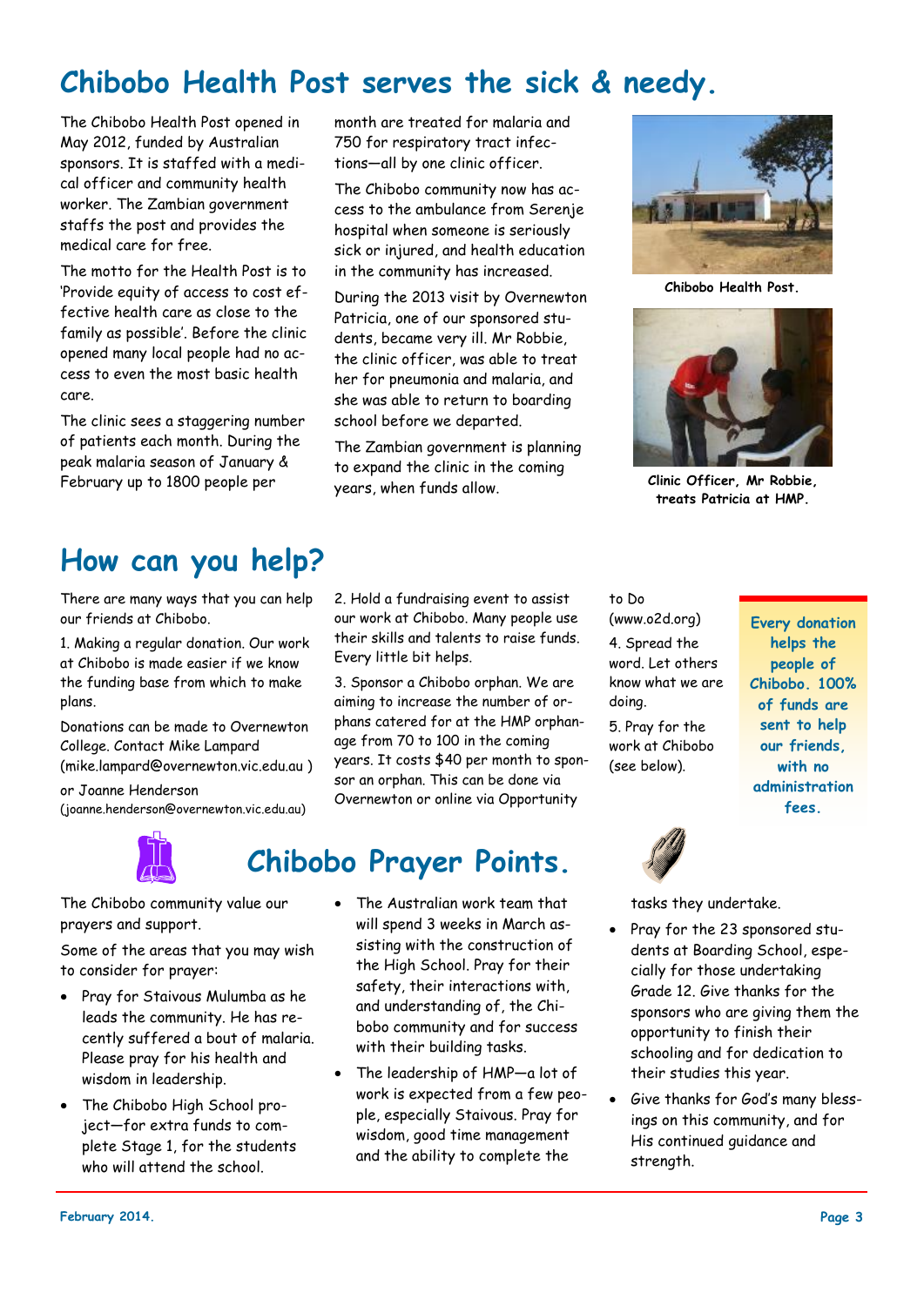# Chibobo Health Post serves the sick & needy.

The Chibobo Health Post opened in May 2012, funded by Australian sponsors. It is staffed with a medical officer and community health worker. The Zambian government staffs the post and provides the medical care for free.

The motto for the Health Post is to 'Provide equity of access to cost effective health care as close to the family as possible'. Before the clinic opened many local people had no access to even the most basic health care.

The clinic sees a staggering number of patients each month. During the peak malaria season of January & February up to 1800 people per month are treated for malaria and 750 for respiratory tract infections—all by one clinic officer.

The Chibobo community now has access to the ambulance from Serenje hospital when someone is seriously sick or injured, and health education in the community has increased.

During the 2013 visit by Overnewton Patricia, one of our sponsored students, became very ill. Mr Robbie, the clinic officer, was able to treat her for pneumonia and malaria, and she was able to return to boarding school before we departed.

The Zambian government is planning to expand the clinic in the coming years, when funds allow.

**Chibobo Health Post.**

**Clinic Officer, Mr Robbie, treats Patricia at HMP.**

# How can you help?

There are many ways that you can help our friends at Chibobo.

1. Making a regular donation. Our work at Chibobo is made easier if we know the funding base from which to make plans.

Donations can be made to Overnewton College. Contact Mike Lampard (mike.lampard@overnewton.vic.edu.au )

or Joanne Henderson (joanne.henderson@overnewton.vic.edu.au)

2. Hold a fundraising event to assist our work at Chibobo. Many people use their skills and talents to raise funds. Every little bit helps.

3. Sponsor a Chibobo orphan. We are aiming to increase the number of orphans catered for at the HMP orphanage from 70 to 100 in the coming years. It costs $40 per month to sponsor an orphan. This can be done via Overnewton or online via Opportunity to Do (www.o2d.org)

4. Spread the word. Let others know what we are doing.

5. Pray for the work at Chibobo (see below).

**Every donation helps the people of Chibobo. 100% of funds are sent to help our friends, with no administration fees.**

# Chibobo Prayer Points.

The Chibobo community value our prayers and support.

Some of the areas that you may wish to consider for prayer:

- Pray for Staivous Mulumba as he leads the community. He has recently suffered a bout of malaria. Please pray for his health and wisdom in leadership.
- The Chibobo High School project—for extra funds to complete Stage 1, for the students who will attend the school.
- The Australian work team that will spend 3 weeks in March assisting with the construction of the High School. Pray for their safety, their interactions with, and understanding of, the Chibobo community and for success with their building tasks.
- The leadership of HMP—a lot of work is expected from a few people, especially Staivous. Pray for wisdom, good time management and the ability to complete the tasks they undertake.
- Pray for the 23 sponsored students at Boarding School, especially for those undertaking Grade 12. Give thanks for the sponsors who are giving them the opportunity to finish their schooling and for dedication to their studies this year.
- Give thanks for God's many blessings on this community, and for His continued guidance and strength.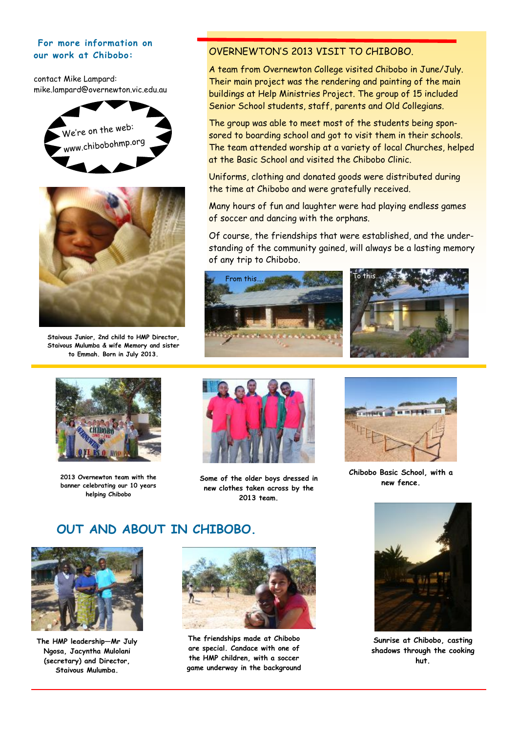**For more information on our work at Chibobo:**

contact Mike Lampard:
mike.lampard@overnewton.vic.edu.au

We're on the web:
www.chibobohmp.org

Staivous Junior, 2nd child to HMP Director, Staivous Mulumba & wife Memory and sister to Emmah. Born in July 2013.

## OVERNEWTON'S 2013 VISIT TO CHIBOBO.

A team from Overnewton College visited Chibobo in June/July. Their main project was the rendering and painting of the main buildings at Help Ministries Project. The group of 15 included Senior School students, staff, parents and Old Collegians.

The group was able to meet most of the students being sponsored to boarding school and got to visit them in their schools. The team attended worship at a variety of local Churches, helped at the Basic School and visited the Chibobo Clinic.

Uniforms, clothing and donated goods were distributed during the time at Chibobo and were gratefully received.

Many hours of fun and laughter were had playing endless games of soccer and dancing with the orphans.

Of course, the friendships that were established, and the understanding of the community gained, will always be a lasting memory of any trip to Chibobo.

From this….

To this….

2013 Overnewton team with the banner celebrating our 10 years helping Chibobo

Some of the older boys dressed in new clothes taken across by the 2013 team.

Chibobo Basic School, with a new fence.

## OUT AND ABOUT IN CHIBOBO.

The HMP leadership—Mr July Ngosa, Jacyntha Mulolani (secretary) and Director, Staivous Mulumba.

The friendships made at Chibobo are special. Candace with one of the HMP children, with a soccer game underway in the background

Sunrise at Chibobo, casting shadows through the cooking hut.